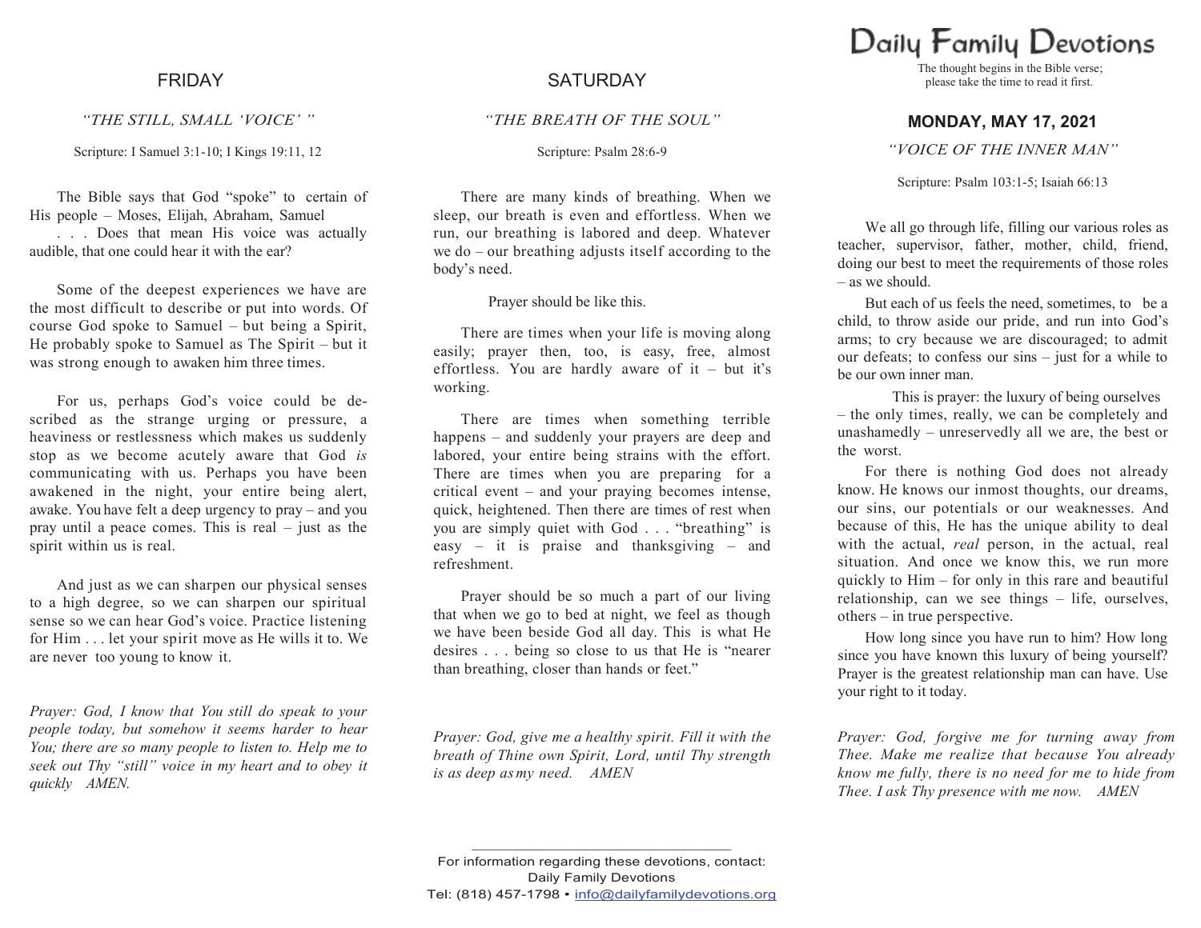# Daily Family Devotions

The thought begins in the Bible verse; please take the time to read it first.

## MONDAY, MAY 17, 2021

*"VOICE OF THE INNER MAN"*

Scripture: Psalm 103:1-5; Isaiah 66:13

We all go through life, filling our various roles as teacher, supervisor, father, mother, child, friend, doing our best to meet the requirements of those roles – as we should.

But each of us feels the need, sometimes, to be a child, to throw aside our pride, and run into God's arms; to cry because we are discouraged; to admit our defeats; to confess our sins – just for a while to be our own inner man.

This is prayer: the luxury of being ourselves – the only times, really, we can be completely and unashamedly – unreservedly all we are, the best or the worst.

For there is nothing God does not already know. He knows our inmost thoughts, our dreams, our sins, our potentials or our weaknesses. And because of this, He has the unique ability to deal with the actual, *real* person, in the actual, real situation. And once we know this, we run more quickly to Him – for only in this rare and beautiful relationship, can we see things – life, ourselves, others – in true perspective.

How long since you have run to him? How long since you have known this luxury of being yourself? Prayer is the greatest relationship man can have. Use your right to it today.

*Prayer: God, forgive me for turning away from Thee. Make me realize that because You already know me fully, there is no need for me to hide from Thee. I ask Thy presence with me now. AMEN*

## FRIDAY

*"THE STILL, SMALL 'VOICE' "*

Scripture: I Samuel 3:1-10; I Kings 19:11, 12

The Bible says that God "spoke" to certain of His people – Moses, Elijah, Abraham, Samuel . . . Does that mean His voice was actually audible, that one could hear it with the ear?

Some of the deepest experiences we have are the most difficult to describe or put into words. Of course God spoke to Samuel – but being a Spirit, He probably spoke to Samuel as The Spirit – but it was strong enough to awaken him three times.

For us, perhaps God's voice could be described as the strange urging or pressure, a heaviness or restlessness which makes us suddenly stop as we become acutely aware that God *is* communicating with us. Perhaps you have been awakened in the night, your entire being alert, awake. You have felt a deep urgency to pray – and you pray until a peace comes. This is real – just as the spirit within us is real.

And just as we can sharpen our physical senses to a high degree, so we can sharpen our spiritual sense so we can hear God's voice. Practice listening for Him . . . let your spirit move as He wills it to. We are never too young to know it.

*Prayer: God, I know that You still do speak to your people today, but somehow it seems harder to hear You; there are so many people to listen to. Help me to seek out Thy "still" voice in my heart and to obey it quickly AMEN.*

## SATURDAY

*"THE BREATH OF THE SOUL"*

Scripture: Psalm 28:6-9

There are many kinds of breathing. When we sleep, our breath is even and effortless. When we run, our breathing is labored and deep. Whatever we do – our breathing adjusts itself according to the body's need.

Prayer should be like this.

There are times when your life is moving along easily; prayer then, too, is easy, free, almost effortless. You are hardly aware of it – but it's working.

There are times when something terrible happens – and suddenly your prayers are deep and labored, your entire being strains with the effort. There are times when you are preparing for a critical event – and your praying becomes intense, quick, heightened. Then there are times of rest when you are simply quiet with God . . . "breathing" is easy – it is praise and thanksgiving – and refreshment.

Prayer should be so much a part of our living that when we go to bed at night, we feel as though we have been beside God all day. This is what He desires . . . being so close to us that He is "nearer than breathing, closer than hands or feet."

*Prayer: God, give me a healthy spirit. Fill it with the breath of Thine own Spirit, Lord, until Thy strength is as deep as my need. AMEN*

---

For information regarding these devotions, contact:
Daily Family Devotions
Tel: (818) 457-1798 • info@dailyfamilydevotions.org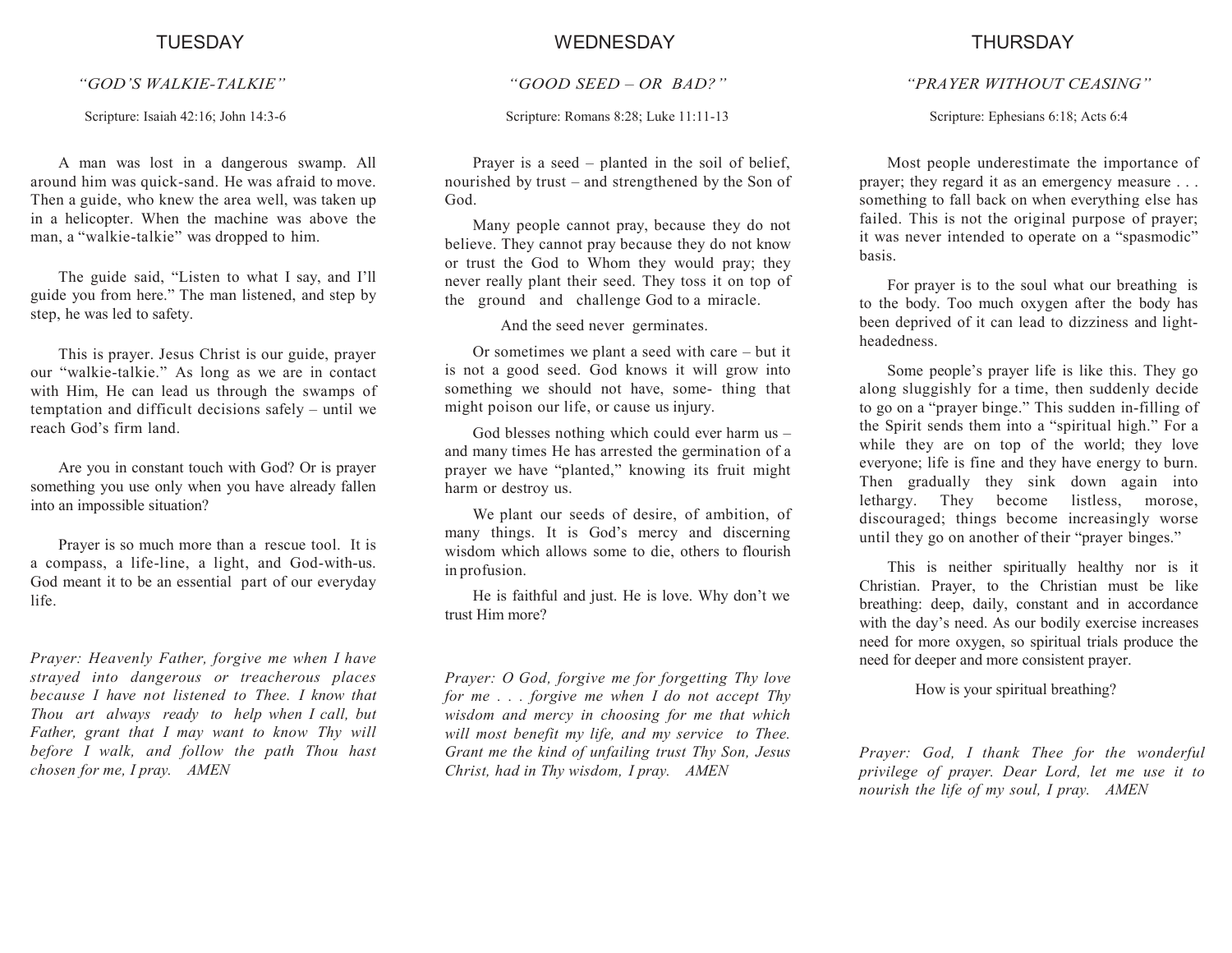## TUESDAY

### *"GOD'S WALKIE-TALKIE"*

Scripture: Isaiah 42:16; John 14:3-6

A man was lost in a dangerous swamp. All around him was quick-sand. He was afraid to move. Then a guide, who knew the area well, was taken up in a helicopter. When the machine was above the man, a "walkie-talkie" was dropped to him.

The guide said, "Listen to what I say, and I'll guide you from here." The man listened, and step by step, he was led to safety.

This is prayer. Jesus Christ is our guide, prayer our "walkie-talkie." As long as we are in contact with Him, He can lead us through the swamps of temptation and difficult decisions safely – until we reach God's firm land.

Are you in constant touch with God? Or is prayer something you use only when you have already fallen into an impossible situation?

Prayer is so much more than a rescue tool. It is a compass, a life-line, a light, and God-with-us. God meant it to be an essential part of our everyday life.

*Prayer: Heavenly Father, forgive me when I have strayed into dangerous or treacherous places because I have not listened to Thee. I know that Thou art always ready to help when I call, but Father, grant that I may want to know Thy will before I walk, and follow the path Thou hast chosen for me, I pray. AMEN*

## WEDNESDAY

### *"GOOD SEED – OR BAD?"*

Scripture: Romans 8:28; Luke 11:11-13

Prayer is a seed – planted in the soil of belief, nourished by trust – and strengthened by the Son of God.

Many people cannot pray, because they do not believe. They cannot pray because they do not know or trust the God to Whom they would pray; they never really plant their seed. They toss it on top of the ground and challenge God to a miracle.

And the seed never germinates.

Or sometimes we plant a seed with care – but it is not a good seed. God knows it will grow into something we should not have, some- thing that might poison our life, or cause us injury.

God blesses nothing which could ever harm us – and many times He has arrested the germination of a prayer we have "planted," knowing its fruit might harm or destroy us.

We plant our seeds of desire, of ambition, of many things. It is God's mercy and discerning wisdom which allows some to die, others to flourish in profusion.

He is faithful and just. He is love. Why don't we trust Him more?

*Prayer: O God, forgive me for forgetting Thy love for me . . . forgive me when I do not accept Thy wisdom and mercy in choosing for me that which will most benefit my life, and my service to Thee. Grant me the kind of unfailing trust Thy Son, Jesus Christ, had in Thy wisdom, I pray. AMEN*

## THURSDAY

### *"PRAYER WITHOUT CEASING"*

Scripture: Ephesians 6:18; Acts 6:4

Most people underestimate the importance of prayer; they regard it as an emergency measure . . . something to fall back on when everything else has failed. This is not the original purpose of prayer; it was never intended to operate on a "spasmodic" basis.

For prayer is to the soul what our breathing is to the body. Too much oxygen after the body has been deprived of it can lead to dizziness and light-headedness.

Some people's prayer life is like this. They go along sluggishly for a time, then suddenly decide to go on a "prayer binge." This sudden in-filling of the Spirit sends them into a "spiritual high." For a while they are on top of the world; they love everyone; life is fine and they have energy to burn. Then gradually they sink down again into lethargy. They become listless, morose, discouraged; things become increasingly worse until they go on another of their "prayer binges."

This is neither spiritually healthy nor is it Christian. Prayer, to the Christian must be like breathing: deep, daily, constant and in accordance with the day's need. As our bodily exercise increases need for more oxygen, so spiritual trials produce the need for deeper and more consistent prayer.

How is your spiritual breathing?

*Prayer: God, I thank Thee for the wonderful privilege of prayer. Dear Lord, let me use it to nourish the life of my soul, I pray. AMEN*